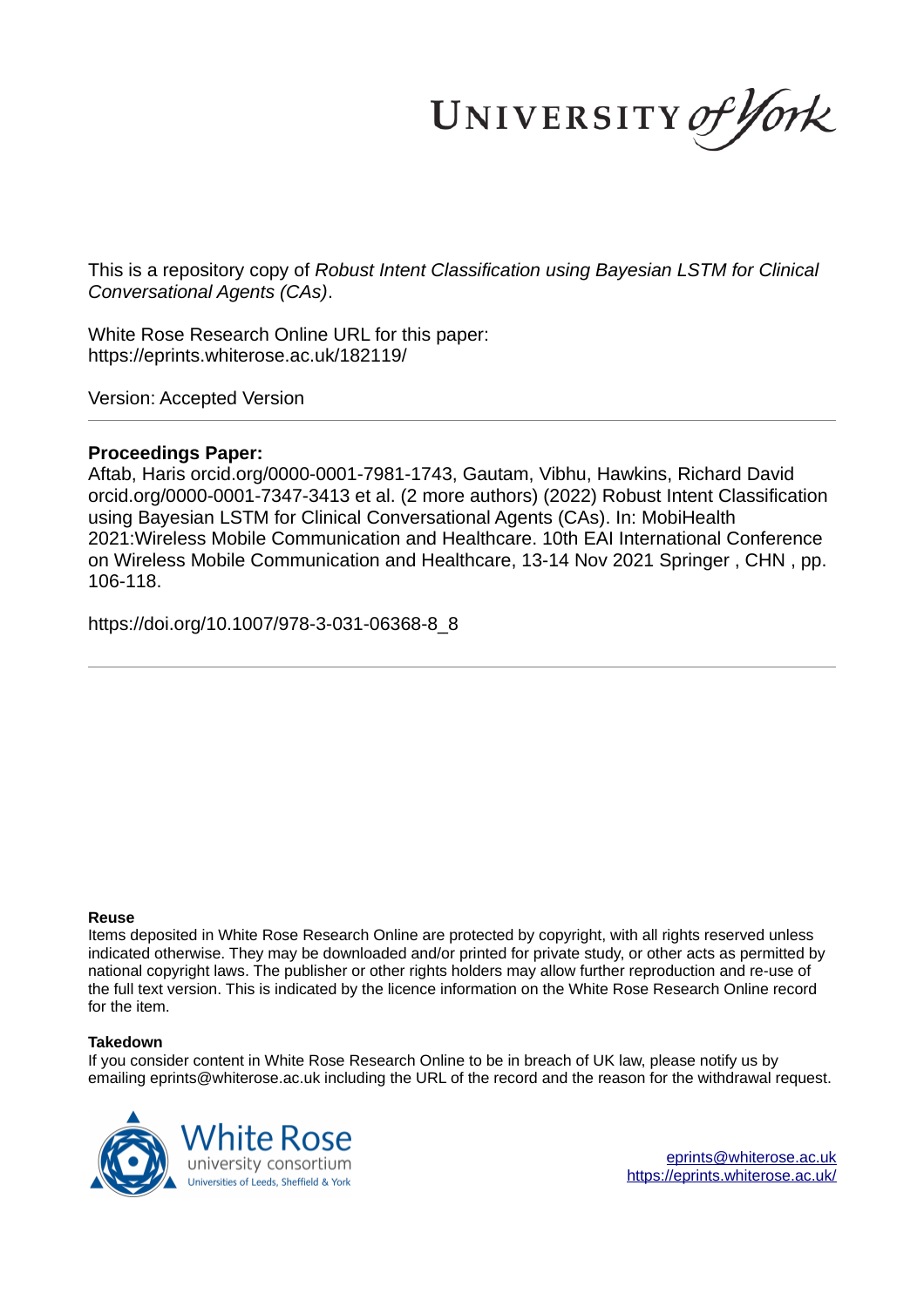This is a repository copy of *Robust Intent Classification using Bayesian LSTM for Clinical Conversational Agents (CAs)*.

White Rose Research Online URL for this paper:
https://eprints.whiterose.ac.uk/182119/

Version: Accepted Version

**Proceedings Paper:**
Aftab, Haris orcid.org/0000-0001-7981-1743, Gautam, Vibhu, Hawkins, Richard David orcid.org/0000-0001-7347-3413 et al. (2 more authors) (2022) Robust Intent Classification using Bayesian LSTM for Clinical Conversational Agents (CAs). In: MobiHealth 2021:Wireless Mobile Communication and Healthcare. 10th EAI International Conference on Wireless Mobile Communication and Healthcare, 13-14 Nov 2021 Springer , CHN , pp. 106-118.

https://doi.org/10.1007/978-3-031-06368-8_8

**Reuse**
Items deposited in White Rose Research Online are protected by copyright, with all rights reserved unless indicated otherwise. They may be downloaded and/or printed for private study, or other acts as permitted by national copyright laws. The publisher or other rights holders may allow further reproduction and re-use of the full text version. This is indicated by the licence information on the White Rose Research Online record for the item.

**Takedown**
If you consider content in White Rose Research Online to be in breach of UK law, please notify us by emailing eprints@whiterose.ac.uk including the URL of the record and the reason for the withdrawal request.

eprints@whiterose.ac.uk
https://eprints.whiterose.ac.uk/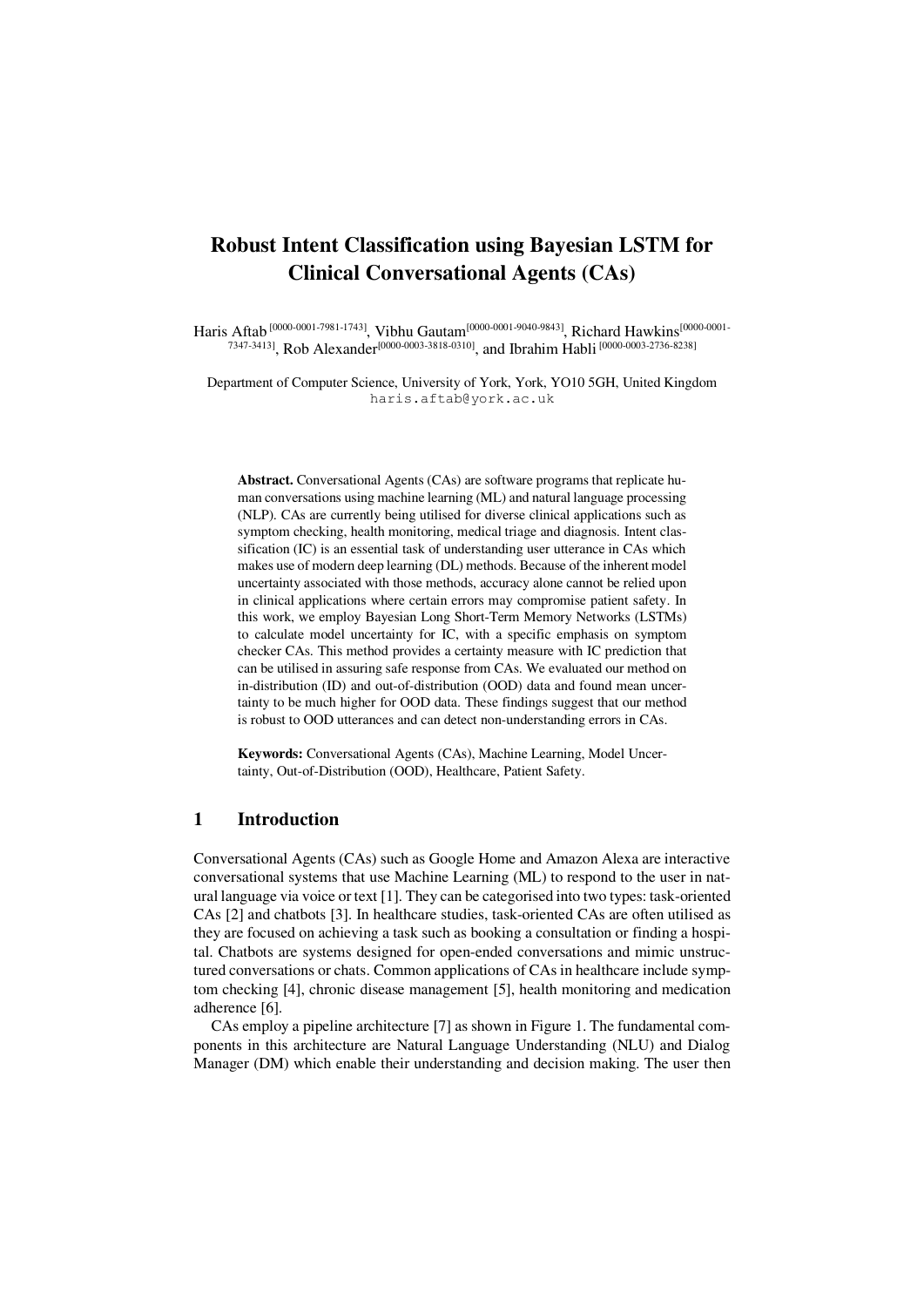# Robust Intent Classification using Bayesian LSTM for Clinical Conversational Agents (CAs)

Haris Aftab [0000-0001-7981-1743], Vibhu Gautam[0000-0001-9040-9843], Richard Hawkins[0000-0001-7347-3413], Rob Alexander[0000-0003-3818-0310], and Ibrahim Habli [0000-0003-2736-8238]

Department of Computer Science, University of York, York, YO10 5GH, United Kingdom
haris.aftab@york.ac.uk

**Abstract.** Conversational Agents (CAs) are software programs that replicate human conversations using machine learning (ML) and natural language processing (NLP). CAs are currently being utilised for diverse clinical applications such as symptom checking, health monitoring, medical triage and diagnosis. Intent classification (IC) is an essential task of understanding user utterance in CAs which makes use of modern deep learning (DL) methods. Because of the inherent model uncertainty associated with those methods, accuracy alone cannot be relied upon in clinical applications where certain errors may compromise patient safety. In this work, we employ Bayesian Long Short-Term Memory Networks (LSTMs) to calculate model uncertainty for IC, with a specific emphasis on symptom checker CAs. This method provides a certainty measure with IC prediction that can be utilised in assuring safe response from CAs. We evaluated our method on in-distribution (ID) and out-of-distribution (OOD) data and found mean uncertainty to be much higher for OOD data. These findings suggest that our method is robust to OOD utterances and can detect non-understanding errors in CAs.

**Keywords:** Conversational Agents (CAs), Machine Learning, Model Uncertainty, Out-of-Distribution (OOD), Healthcare, Patient Safety.

## 1 Introduction

Conversational Agents (CAs) such as Google Home and Amazon Alexa are interactive conversational systems that use Machine Learning (ML) to respond to the user in natural language via voice or text [1]. They can be categorised into two types: task-oriented CAs [2] and chatbots [3]. In healthcare studies, task-oriented CAs are often utilised as they are focused on achieving a task such as booking a consultation or finding a hospital. Chatbots are systems designed for open-ended conversations and mimic unstructured conversations or chats. Common applications of CAs in healthcare include symptom checking [4], chronic disease management [5], health monitoring and medication adherence [6].

CAs employ a pipeline architecture [7] as shown in Figure 1. The fundamental components in this architecture are Natural Language Understanding (NLU) and Dialog Manager (DM) which enable their understanding and decision making. The user then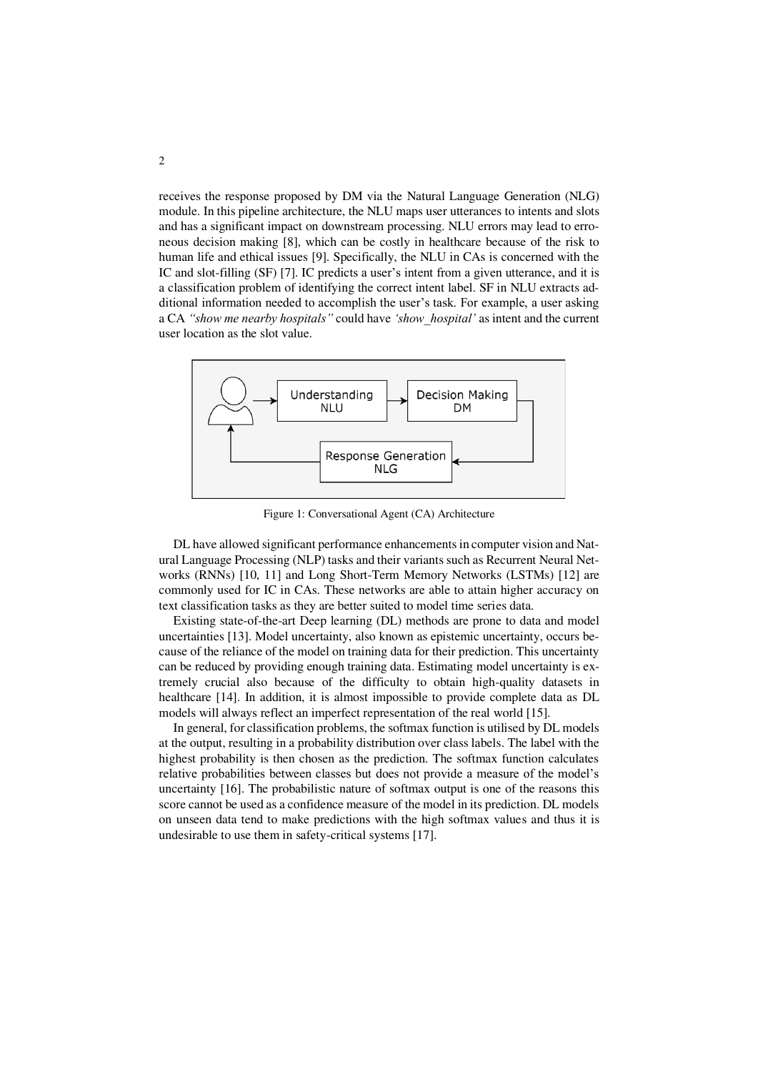receives the response proposed by DM via the Natural Language Generation (NLG) module. In this pipeline architecture, the NLU maps user utterances to intents and slots and has a significant impact on downstream processing. NLU errors may lead to erroneous decision making [8], which can be costly in healthcare because of the risk to human life and ethical issues [9]. Specifically, the NLU in CAs is concerned with the IC and slot-filling (SF) [7]. IC predicts a user's intent from a given utterance, and it is a classification problem of identifying the correct intent label. SF in NLU extracts additional information needed to accomplish the user's task. For example, a user asking a CA *"show me nearby hospitals"* could have *'show_hospital'* as intent and the current user location as the slot value.

Figure 1: Conversational Agent (CA) Architecture

DL have allowed significant performance enhancements in computer vision and Natural Language Processing (NLP) tasks and their variants such as Recurrent Neural Networks (RNNs) [10, 11] and Long Short-Term Memory Networks (LSTMs) [12] are commonly used for IC in CAs. These networks are able to attain higher accuracy on text classification tasks as they are better suited to model time series data.

Existing state-of-the-art Deep learning (DL) methods are prone to data and model uncertainties [13]. Model uncertainty, also known as epistemic uncertainty, occurs because of the reliance of the model on training data for their prediction. This uncertainty can be reduced by providing enough training data. Estimating model uncertainty is extremely crucial also because of the difficulty to obtain high-quality datasets in healthcare [14]. In addition, it is almost impossible to provide complete data as DL models will always reflect an imperfect representation of the real world [15].

In general, for classification problems, the softmax function is utilised by DL models at the output, resulting in a probability distribution over class labels. The label with the highest probability is then chosen as the prediction. The softmax function calculates relative probabilities between classes but does not provide a measure of the model's uncertainty [16]. The probabilistic nature of softmax output is one of the reasons this score cannot be used as a confidence measure of the model in its prediction. DL models on unseen data tend to make predictions with the high softmax values and thus it is undesirable to use them in safety-critical systems [17].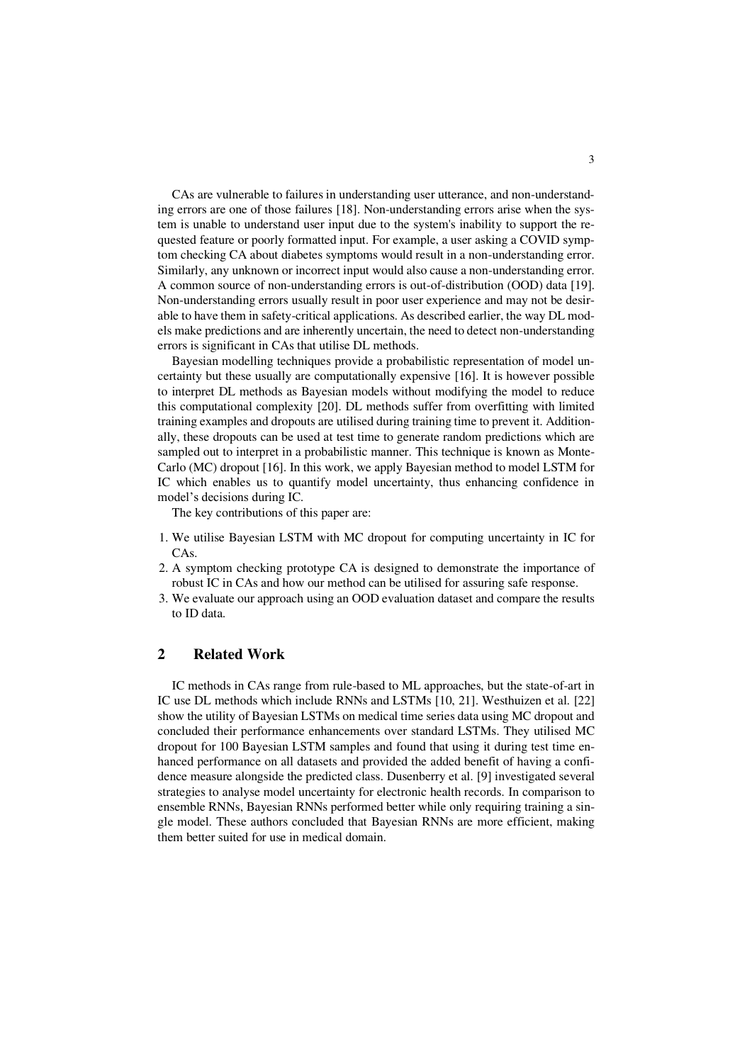CAs are vulnerable to failures in understanding user utterance, and non-understanding errors are one of those failures [18]. Non-understanding errors arise when the system is unable to understand user input due to the system's inability to support the requested feature or poorly formatted input. For example, a user asking a COVID symptom checking CA about diabetes symptoms would result in a non-understanding error. Similarly, any unknown or incorrect input would also cause a non-understanding error. A common source of non-understanding errors is out-of-distribution (OOD) data [19]. Non-understanding errors usually result in poor user experience and may not be desirable to have them in safety-critical applications. As described earlier, the way DL models make predictions and are inherently uncertain, the need to detect non-understanding errors is significant in CAs that utilise DL methods.

Bayesian modelling techniques provide a probabilistic representation of model uncertainty but these usually are computationally expensive [16]. It is however possible to interpret DL methods as Bayesian models without modifying the model to reduce this computational complexity [20]. DL methods suffer from overfitting with limited training examples and dropouts are utilised during training time to prevent it. Additionally, these dropouts can be used at test time to generate random predictions which are sampled out to interpret in a probabilistic manner. This technique is known as Monte-Carlo (MC) dropout [16]. In this work, we apply Bayesian method to model LSTM for IC which enables us to quantify model uncertainty, thus enhancing confidence in model's decisions during IC.

The key contributions of this paper are:

1. We utilise Bayesian LSTM with MC dropout for computing uncertainty in IC for CAs.
2. A symptom checking prototype CA is designed to demonstrate the importance of robust IC in CAs and how our method can be utilised for assuring safe response.
3. We evaluate our approach using an OOD evaluation dataset and compare the results to ID data.

## 2 Related Work

IC methods in CAs range from rule-based to ML approaches, but the state-of-art in IC use DL methods which include RNNs and LSTMs [10, 21]. Westhuizen et al. [22] show the utility of Bayesian LSTMs on medical time series data using MC dropout and concluded their performance enhancements over standard LSTMs. They utilised MC dropout for 100 Bayesian LSTM samples and found that using it during test time enhanced performance on all datasets and provided the added benefit of having a confidence measure alongside the predicted class. Dusenberry et al. [9] investigated several strategies to analyse model uncertainty for electronic health records. In comparison to ensemble RNNs, Bayesian RNNs performed better while only requiring training a single model. These authors concluded that Bayesian RNNs are more efficient, making them better suited for use in medical domain.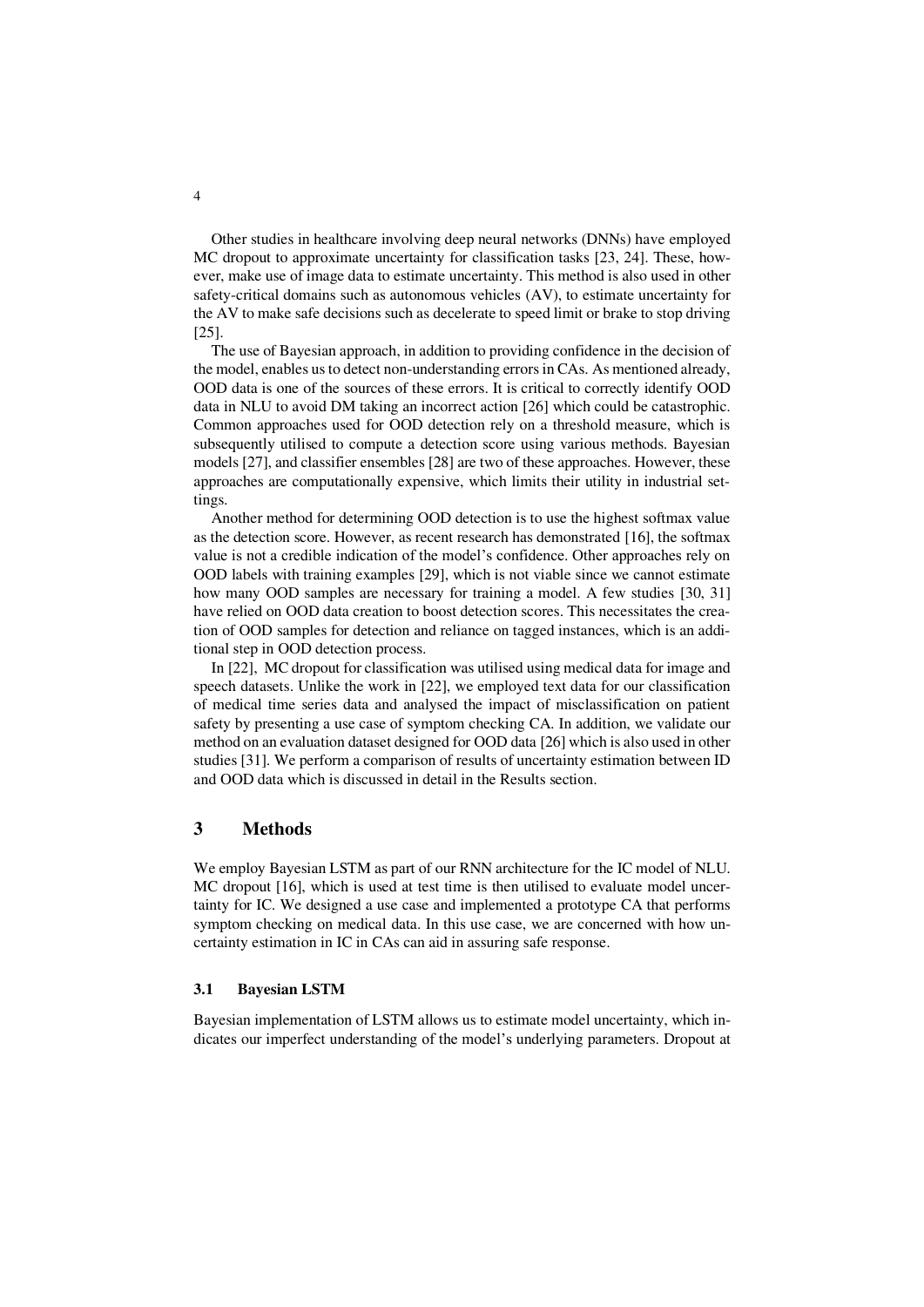Other studies in healthcare involving deep neural networks (DNNs) have employed MC dropout to approximate uncertainty for classification tasks [23, 24]. These, however, make use of image data to estimate uncertainty. This method is also used in other safety-critical domains such as autonomous vehicles (AV), to estimate uncertainty for the AV to make safe decisions such as decelerate to speed limit or brake to stop driving [25].

The use of Bayesian approach, in addition to providing confidence in the decision of the model, enables us to detect non-understanding errors in CAs. As mentioned already, OOD data is one of the sources of these errors. It is critical to correctly identify OOD data in NLU to avoid DM taking an incorrect action [26] which could be catastrophic. Common approaches used for OOD detection rely on a threshold measure, which is subsequently utilised to compute a detection score using various methods. Bayesian models [27], and classifier ensembles [28] are two of these approaches. However, these approaches are computationally expensive, which limits their utility in industrial settings.

Another method for determining OOD detection is to use the highest softmax value as the detection score. However, as recent research has demonstrated [16], the softmax value is not a credible indication of the model's confidence. Other approaches rely on OOD labels with training examples [29], which is not viable since we cannot estimate how many OOD samples are necessary for training a model. A few studies [30, 31] have relied on OOD data creation to boost detection scores. This necessitates the creation of OOD samples for detection and reliance on tagged instances, which is an additional step in OOD detection process.

In [22], MC dropout for classification was utilised using medical data for image and speech datasets. Unlike the work in [22], we employed text data for our classification of medical time series data and analysed the impact of misclassification on patient safety by presenting a use case of symptom checking CA. In addition, we validate our method on an evaluation dataset designed for OOD data [26] which is also used in other studies [31]. We perform a comparison of results of uncertainty estimation between ID and OOD data which is discussed in detail in the Results section.

## 3 Methods

We employ Bayesian LSTM as part of our RNN architecture for the IC model of NLU. MC dropout [16], which is used at test time is then utilised to evaluate model uncertainty for IC. We designed a use case and implemented a prototype CA that performs symptom checking on medical data. In this use case, we are concerned with how uncertainty estimation in IC in CAs can aid in assuring safe response.

### 3.1 Bayesian LSTM

Bayesian implementation of LSTM allows us to estimate model uncertainty, which indicates our imperfect understanding of the model's underlying parameters. Dropout at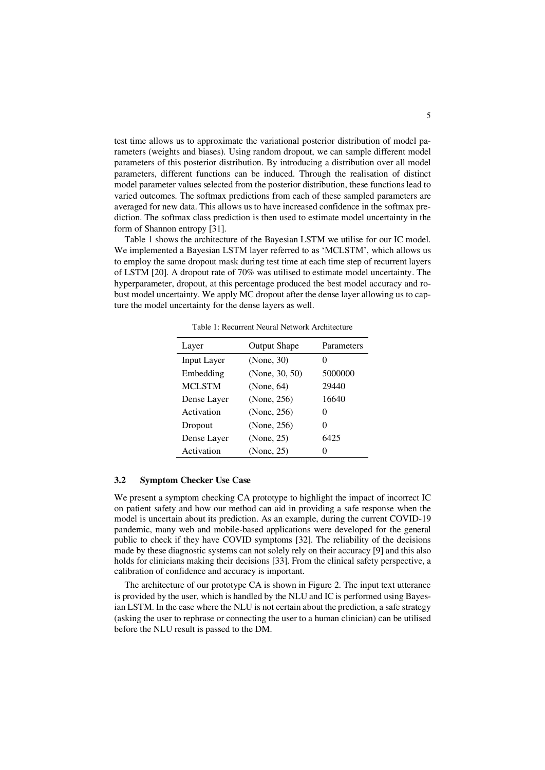test time allows us to approximate the variational posterior distribution of model parameters (weights and biases). Using random dropout, we can sample different model parameters of this posterior distribution. By introducing a distribution over all model parameters, different functions can be induced. Through the realisation of distinct model parameter values selected from the posterior distribution, these functions lead to varied outcomes. The softmax predictions from each of these sampled parameters are averaged for new data. This allows us to have increased confidence in the softmax prediction. The softmax class prediction is then used to estimate model uncertainty in the form of Shannon entropy [31].

Table 1 shows the architecture of the Bayesian LSTM we utilise for our IC model. We implemented a Bayesian LSTM layer referred to as 'MCLSTM', which allows us to employ the same dropout mask during test time at each time step of recurrent layers of LSTM [20]. A dropout rate of 70% was utilised to estimate model uncertainty. The hyperparameter, dropout, at this percentage produced the best model accuracy and robust model uncertainty. We apply MC dropout after the dense layer allowing us to capture the model uncertainty for the dense layers as well.

Table 1: Recurrent Neural Network Architecture

| Layer | Output Shape | Parameters |
|---|---|---|
| Input Layer | (None, 30) | 0 |
| Embedding | (None, 30, 50) | 5000000 |
| MCLSTM | (None, 64) | 29440 |
| Dense Layer | (None, 256) | 16640 |
| Activation | (None, 256) | 0 |
| Dropout | (None, 256) | 0 |
| Dense Layer | (None, 25) | 6425 |
| Activation | (None, 25) | 0 |

### 3.2 Symptom Checker Use Case

We present a symptom checking CA prototype to highlight the impact of incorrect IC on patient safety and how our method can aid in providing a safe response when the model is uncertain about its prediction. As an example, during the current COVID-19 pandemic, many web and mobile-based applications were developed for the general public to check if they have COVID symptoms [32]. The reliability of the decisions made by these diagnostic systems can not solely rely on their accuracy [9] and this also holds for clinicians making their decisions [33]. From the clinical safety perspective, a calibration of confidence and accuracy is important.

The architecture of our prototype CA is shown in Figure 2. The input text utterance is provided by the user, which is handled by the NLU and IC is performed using Bayesian LSTM. In the case where the NLU is not certain about the prediction, a safe strategy (asking the user to rephrase or connecting the user to a human clinician) can be utilised before the NLU result is passed to the DM.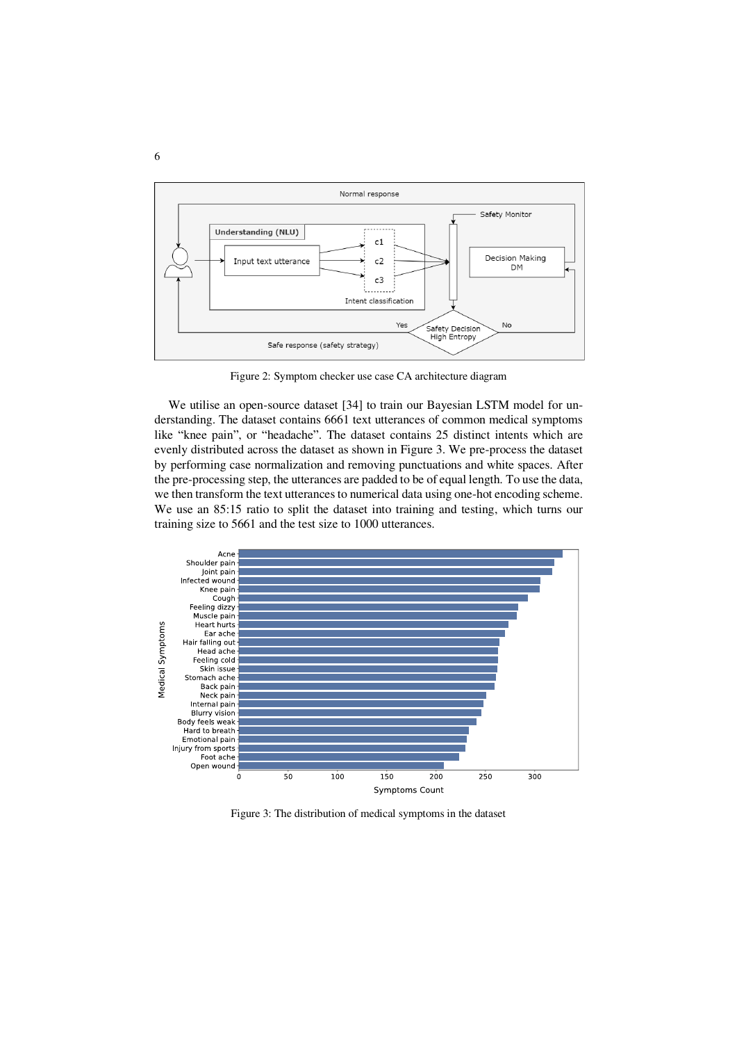Figure 2: Symptom checker use case CA architecture diagram

We utilise an open-source dataset [34] to train our Bayesian LSTM model for understanding. The dataset contains 6661 text utterances of common medical symptoms like "knee pain", or "headache". The dataset contains 25 distinct intents which are evenly distributed across the dataset as shown in Figure 3. We pre-process the dataset by performing case normalization and removing punctuations and white spaces. After the pre-processing step, the utterances are padded to be of equal length. To use the data, we then transform the text utterances to numerical data using one-hot encoding scheme. We use an 85:15 ratio to split the dataset into training and testing, which turns our training size to 5661 and the test size to 1000 utterances.

Figure 3: The distribution of medical symptoms in the dataset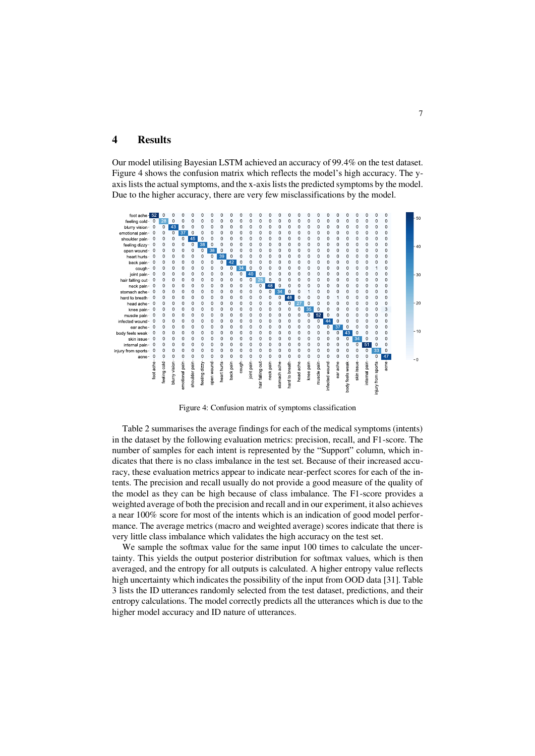# 4 Results

Our model utilising Bayesian LSTM achieved an accuracy of 99.4% on the test dataset. Figure 4 shows the confusion matrix which reflects the model's high accuracy. The y-axis lists the actual symptoms, and the x-axis lists the predicted symptoms by the model. Due to the higher accuracy, there are very few misclassifications by the model.

Figure 4: Confusion matrix of symptoms classification

Table 2 summarises the average findings for each of the medical symptoms (intents) in the dataset by the following evaluation metrics: precision, recall, and F1-score. The number of samples for each intent is represented by the "Support" column, which indicates that there is no class imbalance in the test set. Because of their increased accuracy, these evaluation metrics appear to indicate near-perfect scores for each of the intents. The precision and recall usually do not provide a good measure of the quality of the model as they can be high because of class imbalance. The F1-score provides a weighted average of both the precision and recall and in our experiment, it also achieves a near 100% score for most of the intents which is an indication of good model performance. The average metrics (macro and weighted average) scores indicate that there is very little class imbalance which validates the high accuracy on the test set.

We sample the softmax value for the same input 100 times to calculate the uncertainty. This yields the output posterior distribution for softmax values, which is then averaged, and the entropy for all outputs is calculated. A higher entropy value reflects high uncertainty which indicates the possibility of the input from OOD data [31]. Table 3 lists the ID utterances randomly selected from the test dataset, predictions, and their entropy calculations. The model correctly predicts all the utterances which is due to the higher model accuracy and ID nature of utterances.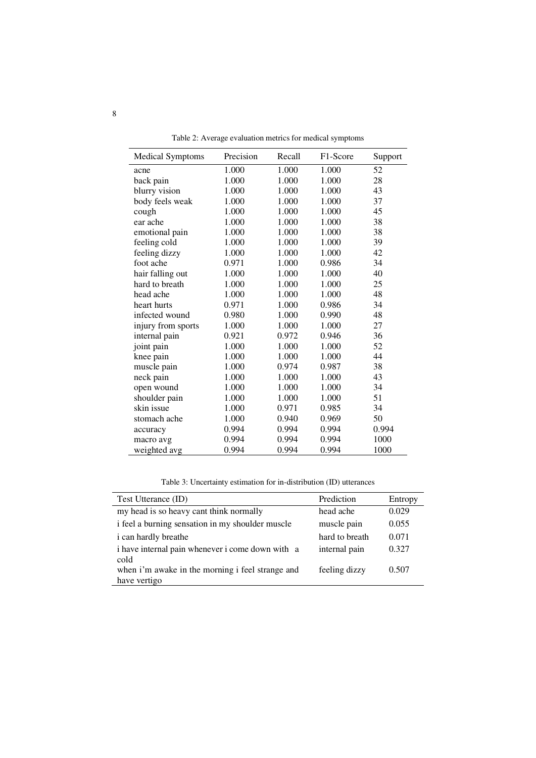Table 2: Average evaluation metrics for medical symptoms

| Medical Symptoms | Precision | Recall | F1-Score | Support |
|---|---|---|---|---|
| acne | 1.000 | 1.000 | 1.000 | 52 |
| back pain | 1.000 | 1.000 | 1.000 | 28 |
| blurry vision | 1.000 | 1.000 | 1.000 | 43 |
| body feels weak | 1.000 | 1.000 | 1.000 | 37 |
| cough | 1.000 | 1.000 | 1.000 | 45 |
| ear ache | 1.000 | 1.000 | 1.000 | 38 |
| emotional pain | 1.000 | 1.000 | 1.000 | 38 |
| feeling cold | 1.000 | 1.000 | 1.000 | 39 |
| feeling dizzy | 1.000 | 1.000 | 1.000 | 42 |
| foot ache | 0.971 | 1.000 | 0.986 | 34 |
| hair falling out | 1.000 | 1.000 | 1.000 | 40 |
| hard to breath | 1.000 | 1.000 | 1.000 | 25 |
| head ache | 1.000 | 1.000 | 1.000 | 48 |
| heart hurts | 0.971 | 1.000 | 0.986 | 34 |
| infected wound | 0.980 | 1.000 | 0.990 | 48 |
| injury from sports | 1.000 | 1.000 | 1.000 | 27 |
| internal pain | 0.921 | 0.972 | 0.946 | 36 |
| joint pain | 1.000 | 1.000 | 1.000 | 52 |
| knee pain | 1.000 | 1.000 | 1.000 | 44 |
| muscle pain | 1.000 | 0.974 | 0.987 | 38 |
| neck pain | 1.000 | 1.000 | 1.000 | 43 |
| open wound | 1.000 | 1.000 | 1.000 | 34 |
| shoulder pain | 1.000 | 1.000 | 1.000 | 51 |
| skin issue | 1.000 | 0.971 | 0.985 | 34 |
| stomach ache | 1.000 | 0.940 | 0.969 | 50 |
| accuracy | 0.994 | 0.994 | 0.994 | 0.994 |
| macro avg | 0.994 | 0.994 | 0.994 | 1000 |
| weighted avg | 0.994 | 0.994 | 0.994 | 1000 |

Table 3: Uncertainty estimation for in-distribution (ID) utterances

| Test Utterance (ID) | Prediction | Entropy |
|---|---|---|
| my head is so heavy cant think normally | head ache | 0.029 |
| i feel a burning sensation in my shoulder muscle | muscle pain | 0.055 |
| i can hardly breathe | hard to breath | 0.071 |
| i have internal pain whenever i come down with a cold | internal pain | 0.327 |
| when i'm awake in the morning i feel strange and have vertigo | feeling dizzy | 0.507 |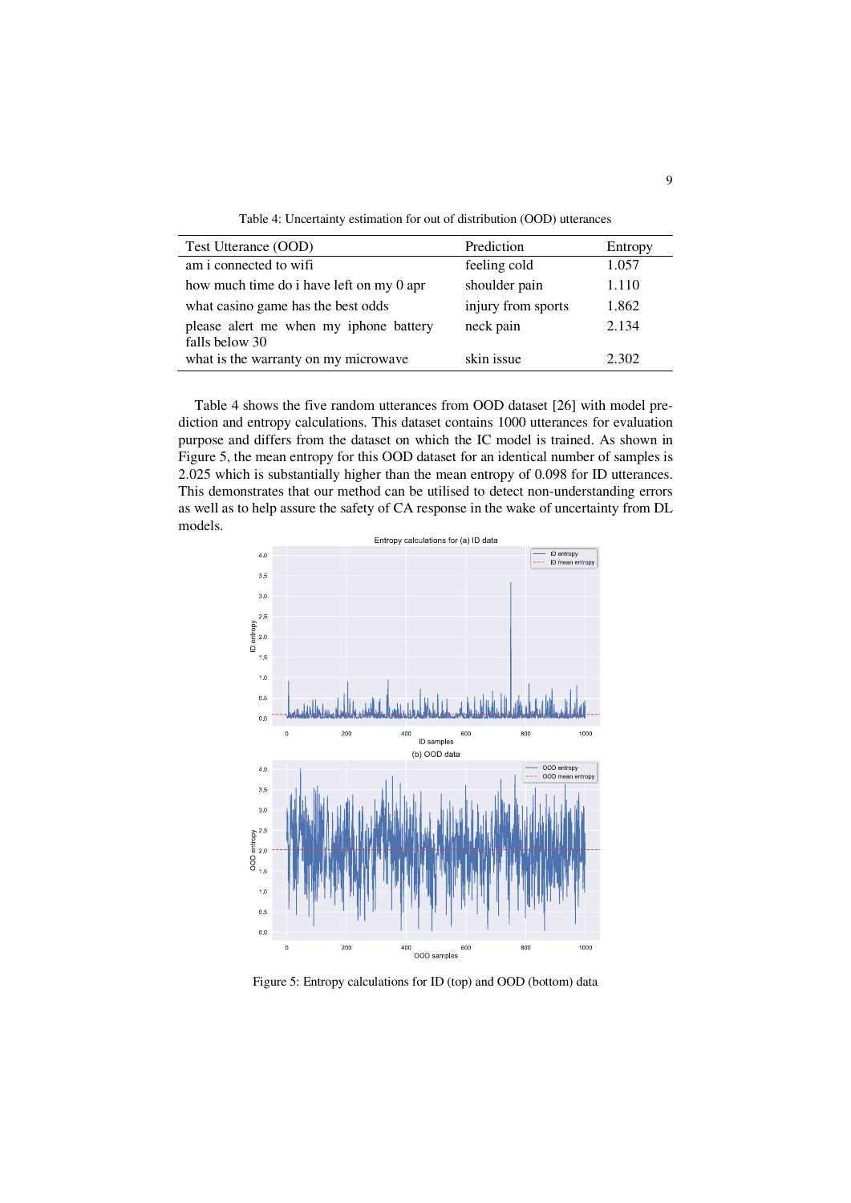Table 4: Uncertainty estimation for out of distribution (OOD) utterances

| Test Utterance (OOD) | Prediction | Entropy |
|---|---|---|
| am i connected to wifi | feeling cold | 1.057 |
| how much time do i have left on my 0 apr | shoulder pain | 1.110 |
| what casino game has the best odds | injury from sports | 1.862 |
| please alert me when my iphone battery falls below 30 | neck pain | 2.134 |
| what is the warranty on my microwave | skin issue | 2.302 |

Table 4 shows the five random utterances from OOD dataset [26] with model prediction and entropy calculations. This dataset contains 1000 utterances for evaluation purpose and differs from the dataset on which the IC model is trained. As shown in Figure 5, the mean entropy for this OOD dataset for an identical number of samples is 2.025 which is substantially higher than the mean entropy of 0.098 for ID utterances. This demonstrates that our method can be utilised to detect non-understanding errors as well as to help assure the safety of CA response in the wake of uncertainty from DL models.

Figure 5: Entropy calculations for ID (top) and OOD (bottom) data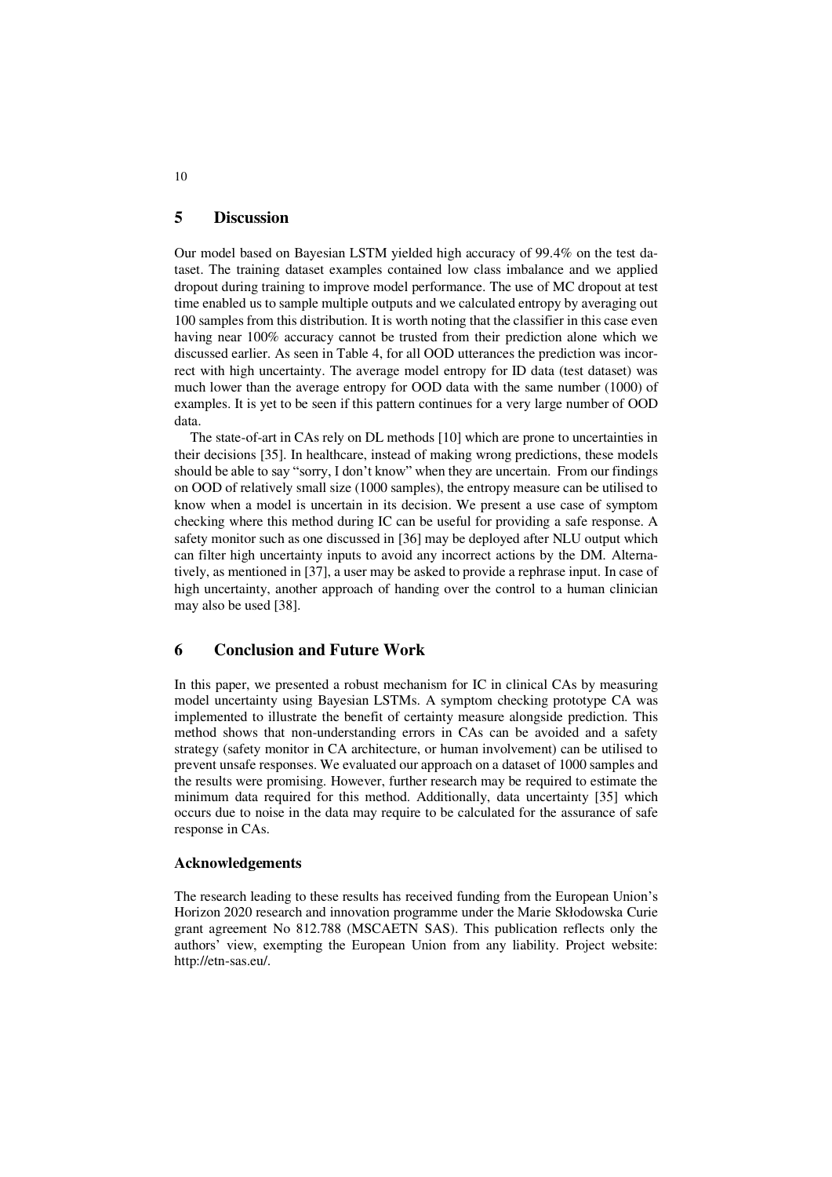## 5 Discussion

Our model based on Bayesian LSTM yielded high accuracy of 99.4% on the test dataset. The training dataset examples contained low class imbalance and we applied dropout during training to improve model performance. The use of MC dropout at test time enabled us to sample multiple outputs and we calculated entropy by averaging out 100 samples from this distribution. It is worth noting that the classifier in this case even having near 100% accuracy cannot be trusted from their prediction alone which we discussed earlier. As seen in Table 4, for all OOD utterances the prediction was incorrect with high uncertainty. The average model entropy for ID data (test dataset) was much lower than the average entropy for OOD data with the same number (1000) of examples. It is yet to be seen if this pattern continues for a very large number of OOD data.

The state-of-art in CAs rely on DL methods [10] which are prone to uncertainties in their decisions [35]. In healthcare, instead of making wrong predictions, these models should be able to say "sorry, I don't know" when they are uncertain. From our findings on OOD of relatively small size (1000 samples), the entropy measure can be utilised to know when a model is uncertain in its decision. We present a use case of symptom checking where this method during IC can be useful for providing a safe response. A safety monitor such as one discussed in [36] may be deployed after NLU output which can filter high uncertainty inputs to avoid any incorrect actions by the DM. Alternatively, as mentioned in [37], a user may be asked to provide a rephrase input. In case of high uncertainty, another approach of handing over the control to a human clinician may also be used [38].

## 6 Conclusion and Future Work

In this paper, we presented a robust mechanism for IC in clinical CAs by measuring model uncertainty using Bayesian LSTMs. A symptom checking prototype CA was implemented to illustrate the benefit of certainty measure alongside prediction. This method shows that non-understanding errors in CAs can be avoided and a safety strategy (safety monitor in CA architecture, or human involvement) can be utilised to prevent unsafe responses. We evaluated our approach on a dataset of 1000 samples and the results were promising. However, further research may be required to estimate the minimum data required for this method. Additionally, data uncertainty [35] which occurs due to noise in the data may require to be calculated for the assurance of safe response in CAs.

### Acknowledgements

The research leading to these results has received funding from the European Union's Horizon 2020 research and innovation programme under the Marie Skłodowska Curie grant agreement No 812.788 (MSCAETN SAS). This publication reflects only the authors' view, exempting the European Union from any liability. Project website: http://etn-sas.eu/.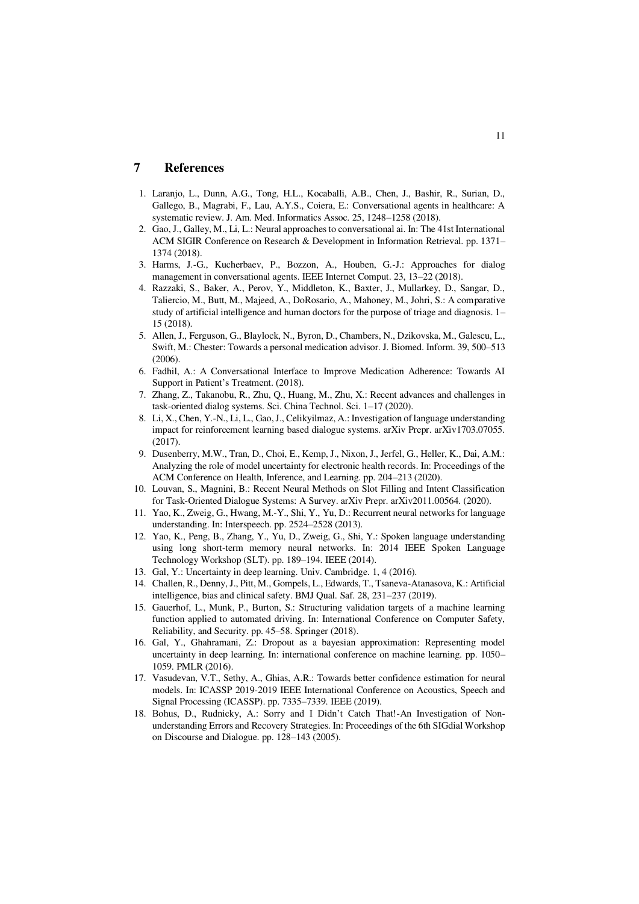# 7 References

1. Laranjo, L., Dunn, A.G., Tong, H.L., Kocaballi, A.B., Chen, J., Bashir, R., Surian, D., Gallego, B., Magrabi, F., Lau, A.Y.S., Coiera, E.: Conversational agents in healthcare: A systematic review. J. Am. Med. Informatics Assoc. 25, 1248–1258 (2018).
2. Gao, J., Galley, M., Li, L.: Neural approaches to conversational ai. In: The 41st International ACM SIGIR Conference on Research & Development in Information Retrieval. pp. 1371–1374 (2018).
3. Harms, J.-G., Kucherbaev, P., Bozzon, A., Houben, G.-J.: Approaches for dialog management in conversational agents. IEEE Internet Comput. 23, 13–22 (2018).
4. Razzaki, S., Baker, A., Perov, Y., Middleton, K., Baxter, J., Mullarkey, D., Sangar, D., Taliercio, M., Butt, M., Majeed, A., DoRosario, A., Mahoney, M., Johri, S.: A comparative study of artificial intelligence and human doctors for the purpose of triage and diagnosis. 1–15 (2018).
5. Allen, J., Ferguson, G., Blaylock, N., Byron, D., Chambers, N., Dzikovska, M., Galescu, L., Swift, M.: Chester: Towards a personal medication advisor. J. Biomed. Inform. 39, 500–513 (2006).
6. Fadhil, A.: A Conversational Interface to Improve Medication Adherence: Towards AI Support in Patient's Treatment. (2018).
7. Zhang, Z., Takanobu, R., Zhu, Q., Huang, M., Zhu, X.: Recent advances and challenges in task-oriented dialog systems. Sci. China Technol. Sci. 1–17 (2020).
8. Li, X., Chen, Y.-N., Li, L., Gao, J., Celikyilmaz, A.: Investigation of language understanding impact for reinforcement learning based dialogue systems. arXiv Prepr. arXiv1703.07055. (2017).
9. Dusenberry, M.W., Tran, D., Choi, E., Kemp, J., Nixon, J., Jerfel, G., Heller, K., Dai, A.M.: Analyzing the role of model uncertainty for electronic health records. In: Proceedings of the ACM Conference on Health, Inference, and Learning. pp. 204–213 (2020).
10. Louvan, S., Magnini, B.: Recent Neural Methods on Slot Filling and Intent Classification for Task-Oriented Dialogue Systems: A Survey. arXiv Prepr. arXiv2011.00564. (2020).
11. Yao, K., Zweig, G., Hwang, M.-Y., Shi, Y., Yu, D.: Recurrent neural networks for language understanding. In: Interspeech. pp. 2524–2528 (2013).
12. Yao, K., Peng, B., Zhang, Y., Yu, D., Zweig, G., Shi, Y.: Spoken language understanding using long short-term memory neural networks. In: 2014 IEEE Spoken Language Technology Workshop (SLT). pp. 189–194. IEEE (2014).
13. Gal, Y.: Uncertainty in deep learning. Univ. Cambridge. 1, 4 (2016).
14. Challen, R., Denny, J., Pitt, M., Gompels, L., Edwards, T., Tsaneva-Atanasova, K.: Artificial intelligence, bias and clinical safety. BMJ Qual. Saf. 28, 231–237 (2019).
15. Gauerhof, L., Munk, P., Burton, S.: Structuring validation targets of a machine learning function applied to automated driving. In: International Conference on Computer Safety, Reliability, and Security. pp. 45–58. Springer (2018).
16. Gal, Y., Ghahramani, Z.: Dropout as a bayesian approximation: Representing model uncertainty in deep learning. In: international conference on machine learning. pp. 1050–1059. PMLR (2016).
17. Vasudevan, V.T., Sethy, A., Ghias, A.R.: Towards better confidence estimation for neural models. In: ICASSP 2019-2019 IEEE International Conference on Acoustics, Speech and Signal Processing (ICASSP). pp. 7335–7339. IEEE (2019).
18. Bohus, D., Rudnicky, A.: Sorry and I Didn't Catch That!-An Investigation of Non-understanding Errors and Recovery Strategies. In: Proceedings of the 6th SIGdial Workshop on Discourse and Dialogue. pp. 128–143 (2005).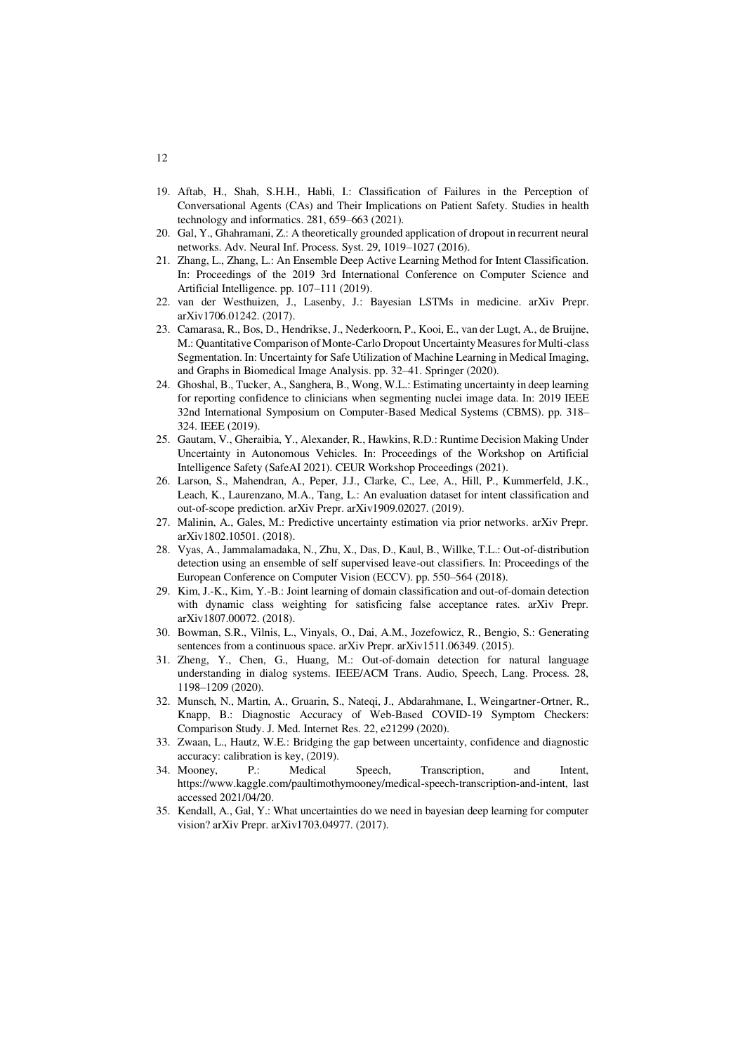19. Aftab, H., Shah, S.H.H., Habli, I.: Classification of Failures in the Perception of Conversational Agents (CAs) and Their Implications on Patient Safety. Studies in health technology and informatics. 281, 659–663 (2021).
20. Gal, Y., Ghahramani, Z.: A theoretically grounded application of dropout in recurrent neural networks. Adv. Neural Inf. Process. Syst. 29, 1019–1027 (2016).
21. Zhang, L., Zhang, L.: An Ensemble Deep Active Learning Method for Intent Classification. In: Proceedings of the 2019 3rd International Conference on Computer Science and Artificial Intelligence. pp. 107–111 (2019).
22. van der Westhuizen, J., Lasenby, J.: Bayesian LSTMs in medicine. arXiv Prepr. arXiv1706.01242. (2017).
23. Camarasa, R., Bos, D., Hendrikse, J., Nederkoorn, P., Kooi, E., van der Lugt, A., de Bruijne, M.: Quantitative Comparison of Monte-Carlo Dropout Uncertainty Measures for Multi-class Segmentation. In: Uncertainty for Safe Utilization of Machine Learning in Medical Imaging, and Graphs in Biomedical Image Analysis. pp. 32–41. Springer (2020).
24. Ghoshal, B., Tucker, A., Sanghera, B., Wong, W.L.: Estimating uncertainty in deep learning for reporting confidence to clinicians when segmenting nuclei image data. In: 2019 IEEE 32nd International Symposium on Computer-Based Medical Systems (CBMS). pp. 318–324. IEEE (2019).
25. Gautam, V., Gheraibia, Y., Alexander, R., Hawkins, R.D.: Runtime Decision Making Under Uncertainty in Autonomous Vehicles. In: Proceedings of the Workshop on Artificial Intelligence Safety (SafeAI 2021). CEUR Workshop Proceedings (2021).
26. Larson, S., Mahendran, A., Peper, J.J., Clarke, C., Lee, A., Hill, P., Kummerfeld, J.K., Leach, K., Laurenzano, M.A., Tang, L.: An evaluation dataset for intent classification and out-of-scope prediction. arXiv Prepr. arXiv1909.02027. (2019).
27. Malinin, A., Gales, M.: Predictive uncertainty estimation via prior networks. arXiv Prepr. arXiv1802.10501. (2018).
28. Vyas, A., Jammalamadaka, N., Zhu, X., Das, D., Kaul, B., Willke, T.L.: Out-of-distribution detection using an ensemble of self supervised leave-out classifiers. In: Proceedings of the European Conference on Computer Vision (ECCV). pp. 550–564 (2018).
29. Kim, J.-K., Kim, Y.-B.: Joint learning of domain classification and out-of-domain detection with dynamic class weighting for satisficing false acceptance rates. arXiv Prepr. arXiv1807.00072. (2018).
30. Bowman, S.R., Vilnis, L., Vinyals, O., Dai, A.M., Jozefowicz, R., Bengio, S.: Generating sentences from a continuous space. arXiv Prepr. arXiv1511.06349. (2015).
31. Zheng, Y., Chen, G., Huang, M.: Out-of-domain detection for natural language understanding in dialog systems. IEEE/ACM Trans. Audio, Speech, Lang. Process. 28, 1198–1209 (2020).
32. Munsch, N., Martin, A., Gruarin, S., Nateqi, J., Abdarahmane, I., Weingartner-Ortner, R., Knapp, B.: Diagnostic Accuracy of Web-Based COVID-19 Symptom Checkers: Comparison Study. J. Med. Internet Res. 22, e21299 (2020).
33. Zwaan, L., Hautz, W.E.: Bridging the gap between uncertainty, confidence and diagnostic accuracy: calibration is key, (2019).
34. Mooney, P.: Medical Speech, Transcription, and Intent, https://www.kaggle.com/paultimothymooney/medical-speech-transcription-and-intent, last accessed 2021/04/20.
35. Kendall, A., Gal, Y.: What uncertainties do we need in bayesian deep learning for computer vision? arXiv Prepr. arXiv1703.04977. (2017).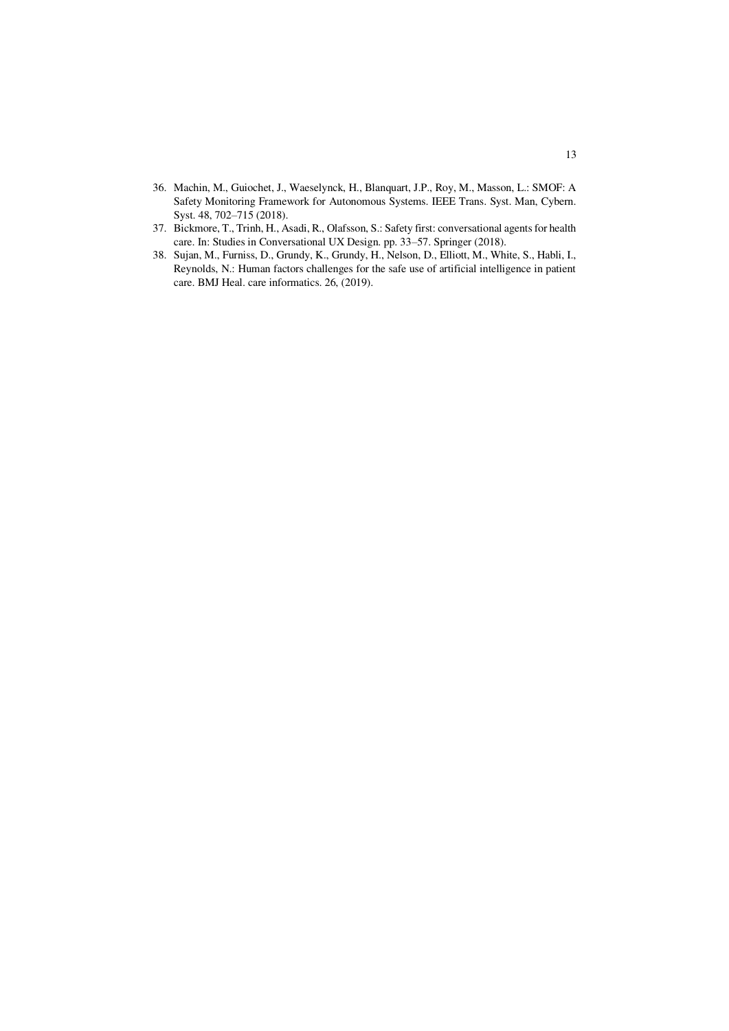36. Machin, M., Guiochet, J., Waeselynck, H., Blanquart, J.P., Roy, M., Masson, L.: SMOF: A Safety Monitoring Framework for Autonomous Systems. IEEE Trans. Syst. Man, Cybern. Syst. 48, 702–715 (2018).
37. Bickmore, T., Trinh, H., Asadi, R., Olafsson, S.: Safety first: conversational agents for health care. In: Studies in Conversational UX Design. pp. 33–57. Springer (2018).
38. Sujan, M., Furniss, D., Grundy, K., Grundy, H., Nelson, D., Elliott, M., White, S., Habli, I., Reynolds, N.: Human factors challenges for the safe use of artificial intelligence in patient care. BMJ Heal. care informatics. 26, (2019).